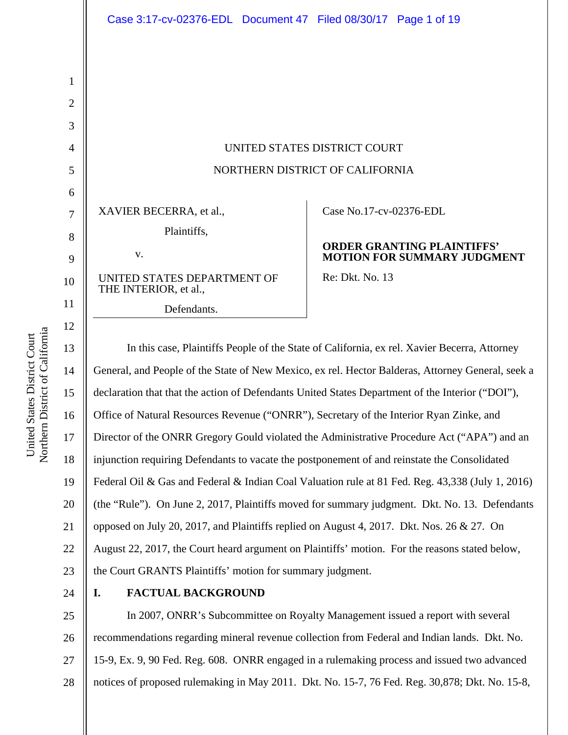UNITED STATES DISTRICT COURT

NORTHERN DISTRICT OF CALIFORNIA

| | |
|---|---|
| XAVIER BECERRA, et al., Plaintiffs, v. UNITED STATES DEPARTMENT OF THE INTERIOR, et al., Defendants. | Case No.17-cv-02376-EDL **ORDER GRANTING PLAINTIFFS' MOTION FOR SUMMARY JUDGMENT** Re: Dkt. No. 13 |

In this case, Plaintiffs People of the State of California, ex rel. Xavier Becerra, Attorney General, and People of the State of New Mexico, ex rel. Hector Balderas, Attorney General, seek a declaration that that the action of Defendants United States Department of the Interior ("DOI"), Office of Natural Resources Revenue ("ONRR"), Secretary of the Interior Ryan Zinke, and Director of the ONRR Gregory Gould violated the Administrative Procedure Act ("APA") and an injunction requiring Defendants to vacate the postponement of and reinstate the Consolidated Federal Oil & Gas and Federal & Indian Coal Valuation rule at 81 Fed. Reg. 43,338 (July 1, 2016) (the "Rule"). On June 2, 2017, Plaintiffs moved for summary judgment. Dkt. No. 13. Defendants opposed on July 20, 2017, and Plaintiffs replied on August 4, 2017. Dkt. Nos. 26 & 27. On August 22, 2017, the Court heard argument on Plaintiffs' motion. For the reasons stated below, the Court GRANTS Plaintiffs' motion for summary judgment.

## I. FACTUAL BACKGROUND

In 2007, ONRR's Subcommittee on Royalty Management issued a report with several recommendations regarding mineral revenue collection from Federal and Indian lands. Dkt. No. 15-9, Ex. 9, 90 Fed. Reg. 608. ONRR engaged in a rulemaking process and issued two advanced notices of proposed rulemaking in May 2011. Dkt. No. 15-7, 76 Fed. Reg. 30,878; Dkt. No. 15-8,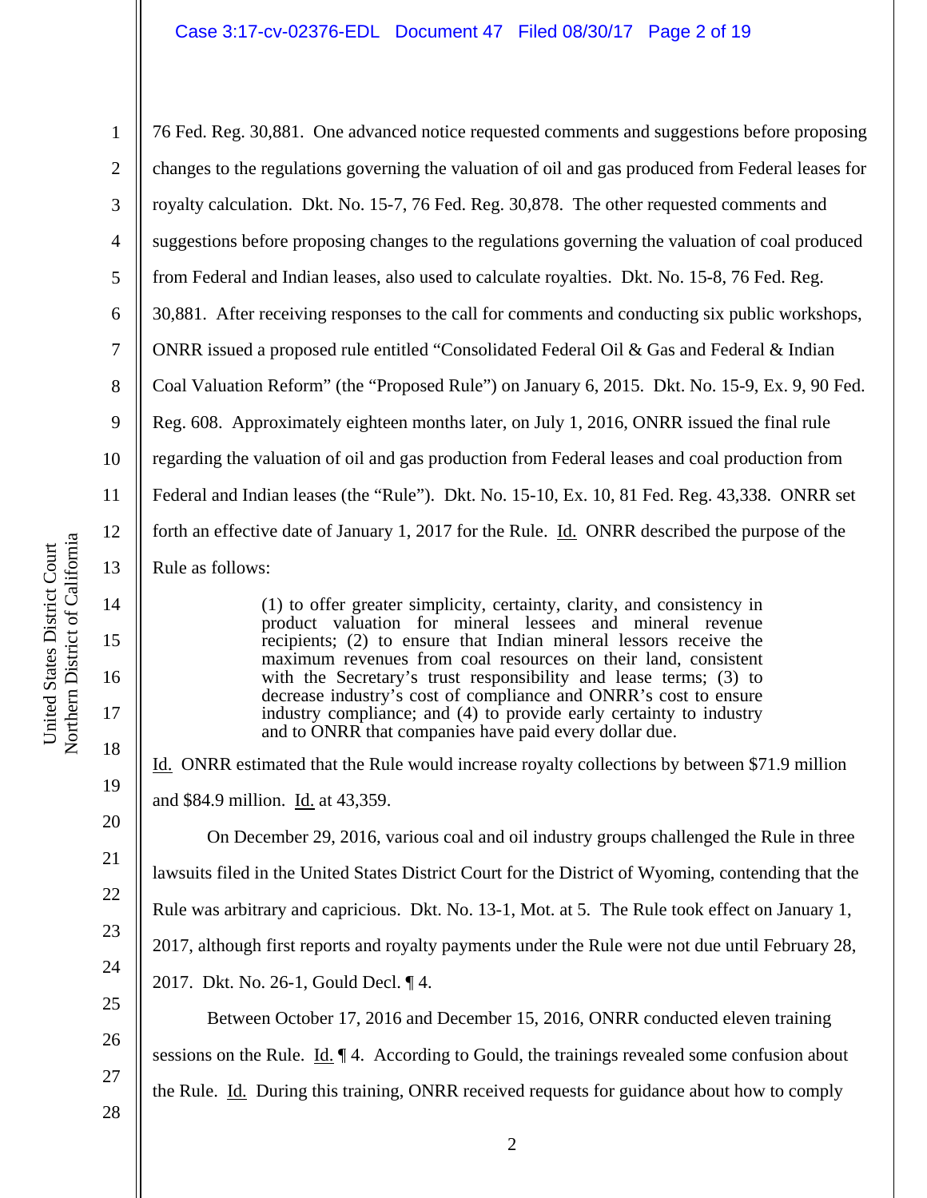76 Fed. Reg. 30,881. One advanced notice requested comments and suggestions before proposing changes to the regulations governing the valuation of oil and gas produced from Federal leases for royalty calculation. Dkt. No. 15-7, 76 Fed. Reg. 30,878. The other requested comments and suggestions before proposing changes to the regulations governing the valuation of coal produced from Federal and Indian leases, also used to calculate royalties. Dkt. No. 15-8, 76 Fed. Reg. 30,881. After receiving responses to the call for comments and conducting six public workshops, ONRR issued a proposed rule entitled "Consolidated Federal Oil & Gas and Federal & Indian Coal Valuation Reform" (the "Proposed Rule") on January 6, 2015. Dkt. No. 15-9, Ex. 9, 90 Fed. Reg. 608. Approximately eighteen months later, on July 1, 2016, ONRR issued the final rule regarding the valuation of oil and gas production from Federal leases and coal production from Federal and Indian leases (the "Rule"). Dkt. No. 15-10, Ex. 10, 81 Fed. Reg. 43,338. ONRR set forth an effective date of January 1, 2017 for the Rule. Id. ONRR described the purpose of the Rule as follows:

> (1) to offer greater simplicity, certainty, clarity, and consistency in product valuation for mineral lessees and mineral revenue recipients; (2) to ensure that Indian mineral lessors receive the maximum revenues from coal resources on their land, consistent with the Secretary's trust responsibility and lease terms; (3) to decrease industry's cost of compliance and ONRR's cost to ensure industry compliance; and (4) to provide early certainty to industry and to ONRR that companies have paid every dollar due.

Id. ONRR estimated that the Rule would increase royalty collections by between $71.9 million and $84.9 million. Id. at 43,359.

On December 29, 2016, various coal and oil industry groups challenged the Rule in three lawsuits filed in the United States District Court for the District of Wyoming, contending that the Rule was arbitrary and capricious. Dkt. No. 13-1, Mot. at 5. The Rule took effect on January 1, 2017, although first reports and royalty payments under the Rule were not due until February 28, 2017. Dkt. No. 26-1, Gould Decl. ¶ 4.

Between October 17, 2016 and December 15, 2016, ONRR conducted eleven training sessions on the Rule. Id. ¶ 4. According to Gould, the trainings revealed some confusion about the Rule. Id. During this training, ONRR received requests for guidance about how to comply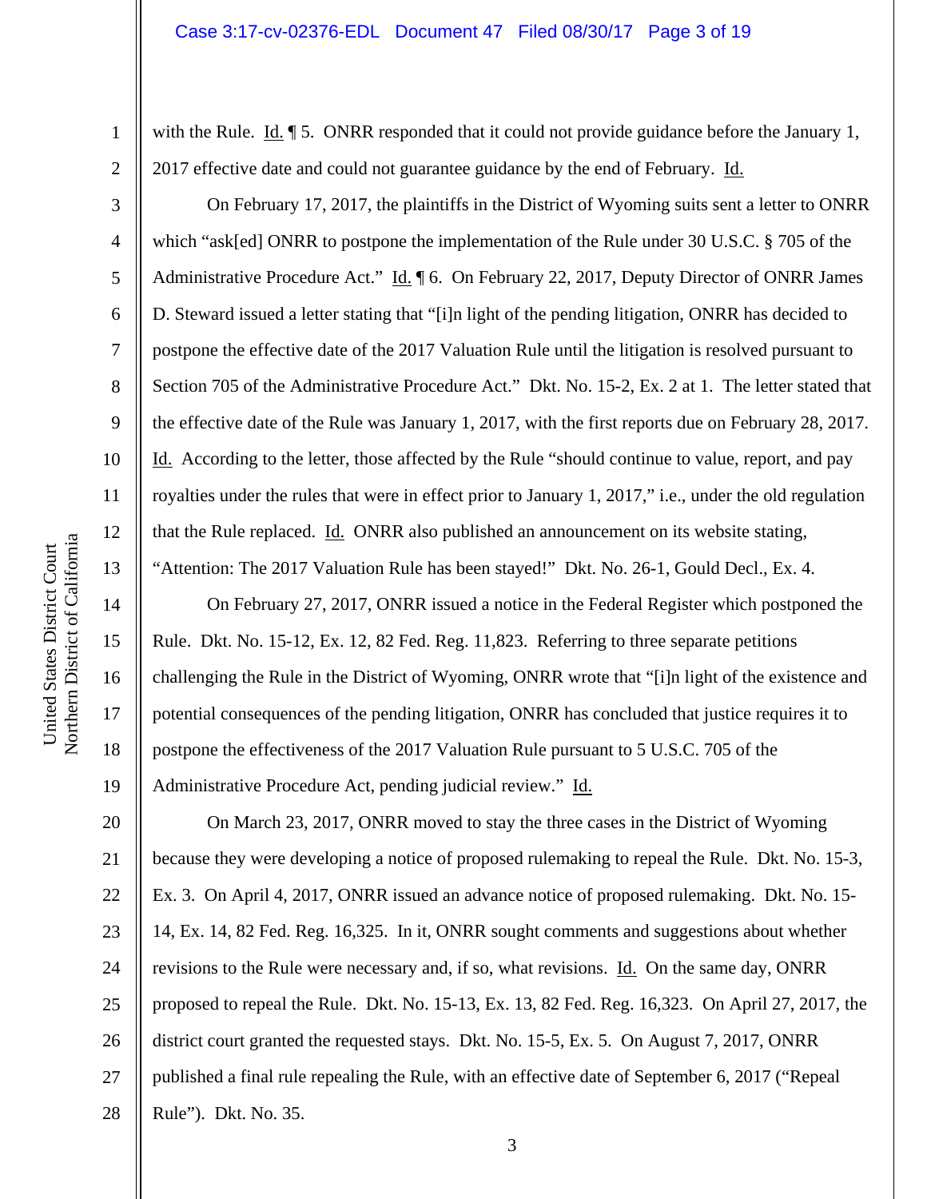with the Rule. Id. ¶ 5. ONRR responded that it could not provide guidance before the January 1, 2017 effective date and could not guarantee guidance by the end of February. Id.

On February 17, 2017, the plaintiffs in the District of Wyoming suits sent a letter to ONRR which "ask[ed] ONRR to postpone the implementation of the Rule under 30 U.S.C. § 705 of the Administrative Procedure Act." Id. ¶ 6. On February 22, 2017, Deputy Director of ONRR James D. Steward issued a letter stating that "[i]n light of the pending litigation, ONRR has decided to postpone the effective date of the 2017 Valuation Rule until the litigation is resolved pursuant to Section 705 of the Administrative Procedure Act." Dkt. No. 15-2, Ex. 2 at 1. The letter stated that the effective date of the Rule was January 1, 2017, with the first reports due on February 28, 2017. Id. According to the letter, those affected by the Rule "should continue to value, report, and pay royalties under the rules that were in effect prior to January 1, 2017," i.e., under the old regulation that the Rule replaced. Id. ONRR also published an announcement on its website stating, "Attention: The 2017 Valuation Rule has been stayed!" Dkt. No. 26-1, Gould Decl., Ex. 4.

On February 27, 2017, ONRR issued a notice in the Federal Register which postponed the Rule. Dkt. No. 15-12, Ex. 12, 82 Fed. Reg. 11,823. Referring to three separate petitions challenging the Rule in the District of Wyoming, ONRR wrote that "[i]n light of the existence and potential consequences of the pending litigation, ONRR has concluded that justice requires it to postpone the effectiveness of the 2017 Valuation Rule pursuant to 5 U.S.C. 705 of the Administrative Procedure Act, pending judicial review." Id.

On March 23, 2017, ONRR moved to stay the three cases in the District of Wyoming because they were developing a notice of proposed rulemaking to repeal the Rule. Dkt. No. 15-3, Ex. 3. On April 4, 2017, ONRR issued an advance notice of proposed rulemaking. Dkt. No. 15-14, Ex. 14, 82 Fed. Reg. 16,325. In it, ONRR sought comments and suggestions about whether revisions to the Rule were necessary and, if so, what revisions. Id. On the same day, ONRR proposed to repeal the Rule. Dkt. No. 15-13, Ex. 13, 82 Fed. Reg. 16,323. On April 27, 2017, the district court granted the requested stays. Dkt. No. 15-5, Ex. 5. On August 7, 2017, ONRR published a final rule repealing the Rule, with an effective date of September 6, 2017 ("Repeal Rule"). Dkt. No. 35.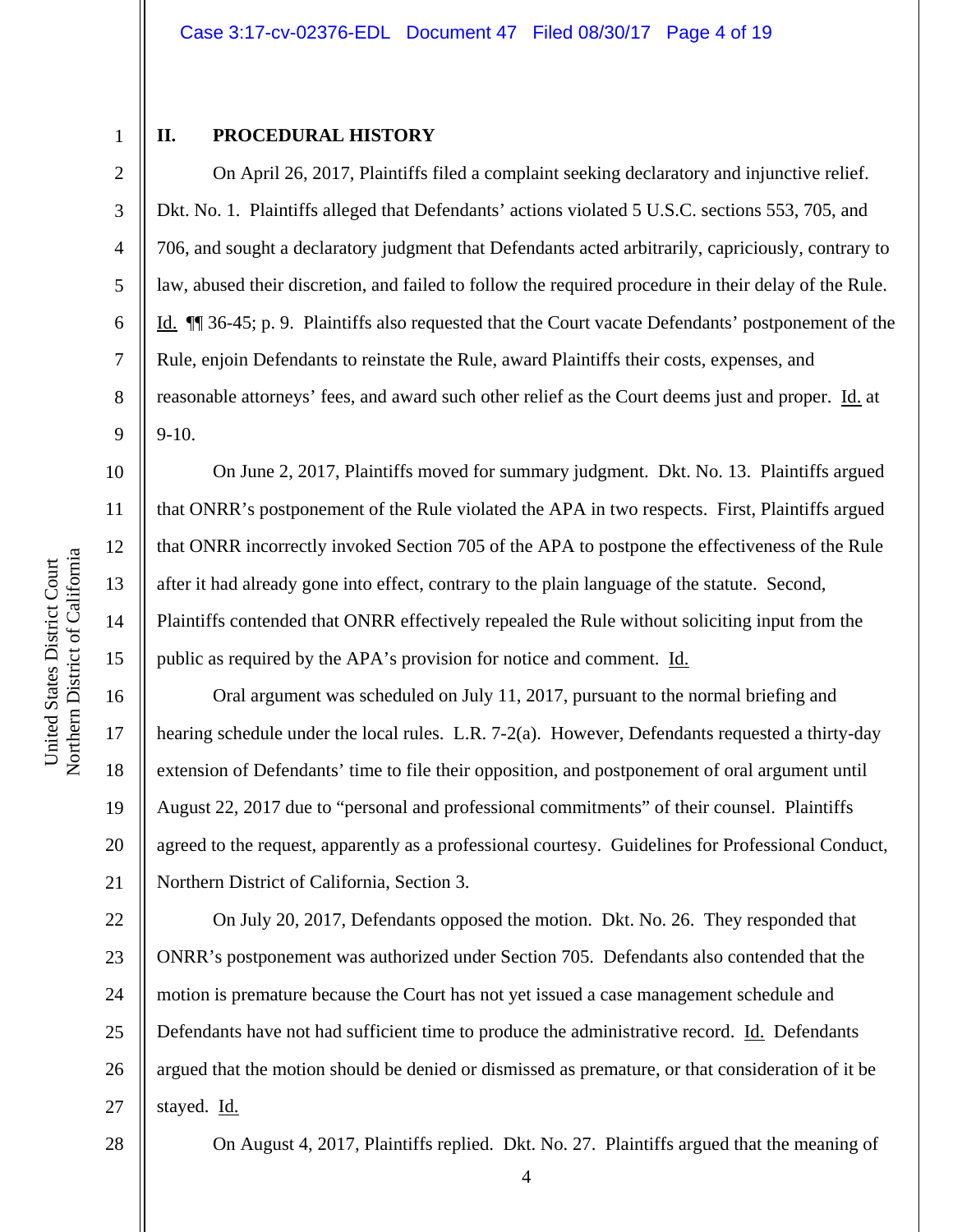## II. PROCEDURAL HISTORY

On April 26, 2017, Plaintiffs filed a complaint seeking declaratory and injunctive relief. Dkt. No. 1. Plaintiffs alleged that Defendants' actions violated 5 U.S.C. sections 553, 705, and 706, and sought a declaratory judgment that Defendants acted arbitrarily, capriciously, contrary to law, abused their discretion, and failed to follow the required procedure in their delay of the Rule. Id. ¶¶ 36-45; p. 9. Plaintiffs also requested that the Court vacate Defendants' postponement of the Rule, enjoin Defendants to reinstate the Rule, award Plaintiffs their costs, expenses, and reasonable attorneys' fees, and award such other relief as the Court deems just and proper. Id. at 9-10.

On June 2, 2017, Plaintiffs moved for summary judgment. Dkt. No. 13. Plaintiffs argued that ONRR's postponement of the Rule violated the APA in two respects. First, Plaintiffs argued that ONRR incorrectly invoked Section 705 of the APA to postpone the effectiveness of the Rule after it had already gone into effect, contrary to the plain language of the statute. Second, Plaintiffs contended that ONRR effectively repealed the Rule without soliciting input from the public as required by the APA's provision for notice and comment. Id.

Oral argument was scheduled on July 11, 2017, pursuant to the normal briefing and hearing schedule under the local rules. L.R. 7-2(a). However, Defendants requested a thirty-day extension of Defendants' time to file their opposition, and postponement of oral argument until August 22, 2017 due to "personal and professional commitments" of their counsel. Plaintiffs agreed to the request, apparently as a professional courtesy. Guidelines for Professional Conduct, Northern District of California, Section 3.

On July 20, 2017, Defendants opposed the motion. Dkt. No. 26. They responded that ONRR's postponement was authorized under Section 705. Defendants also contended that the motion is premature because the Court has not yet issued a case management schedule and Defendants have not had sufficient time to produce the administrative record. Id. Defendants argued that the motion should be denied or dismissed as premature, or that consideration of it be stayed. Id.

On August 4, 2017, Plaintiffs replied. Dkt. No. 27. Plaintiffs argued that the meaning of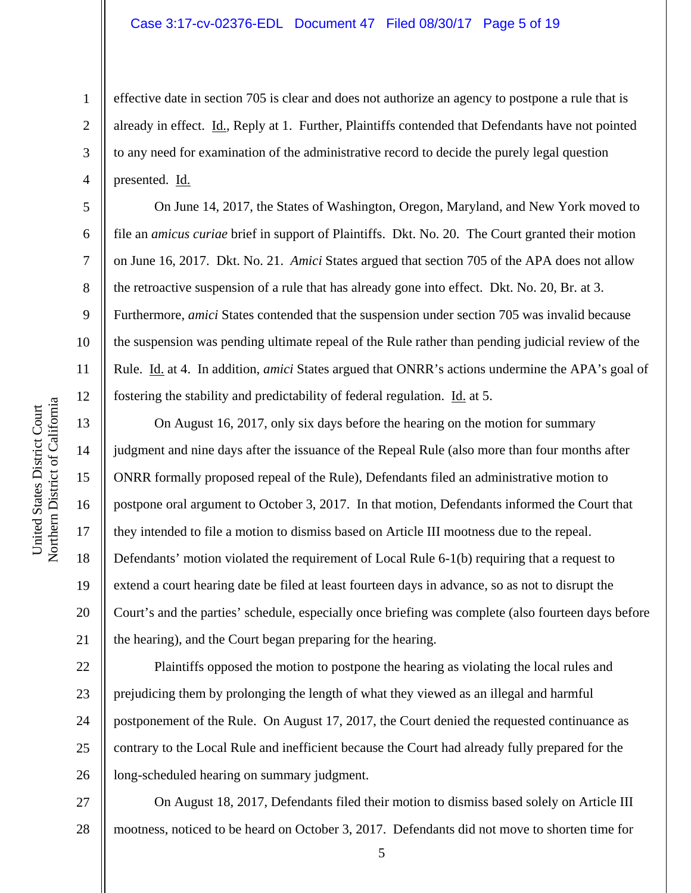effective date in section 705 is clear and does not authorize an agency to postpone a rule that is already in effect. Id., Reply at 1. Further, Plaintiffs contended that Defendants have not pointed to any need for examination of the administrative record to decide the purely legal question presented. Id.

On June 14, 2017, the States of Washington, Oregon, Maryland, and New York moved to file an *amicus curiae* brief in support of Plaintiffs. Dkt. No. 20. The Court granted their motion on June 16, 2017. Dkt. No. 21. *Amici* States argued that section 705 of the APA does not allow the retroactive suspension of a rule that has already gone into effect. Dkt. No. 20, Br. at 3. Furthermore, *amici* States contended that the suspension under section 705 was invalid because the suspension was pending ultimate repeal of the Rule rather than pending judicial review of the Rule. Id. at 4. In addition, *amici* States argued that ONRR's actions undermine the APA's goal of fostering the stability and predictability of federal regulation. Id. at 5.

On August 16, 2017, only six days before the hearing on the motion for summary judgment and nine days after the issuance of the Repeal Rule (also more than four months after ONRR formally proposed repeal of the Rule), Defendants filed an administrative motion to postpone oral argument to October 3, 2017. In that motion, Defendants informed the Court that they intended to file a motion to dismiss based on Article III mootness due to the repeal. Defendants' motion violated the requirement of Local Rule 6-1(b) requiring that a request to extend a court hearing date be filed at least fourteen days in advance, so as not to disrupt the Court's and the parties' schedule, especially once briefing was complete (also fourteen days before the hearing), and the Court began preparing for the hearing.

Plaintiffs opposed the motion to postpone the hearing as violating the local rules and prejudicing them by prolonging the length of what they viewed as an illegal and harmful postponement of the Rule. On August 17, 2017, the Court denied the requested continuance as contrary to the Local Rule and inefficient because the Court had already fully prepared for the long-scheduled hearing on summary judgment.

On August 18, 2017, Defendants filed their motion to dismiss based solely on Article III mootness, noticed to be heard on October 3, 2017. Defendants did not move to shorten time for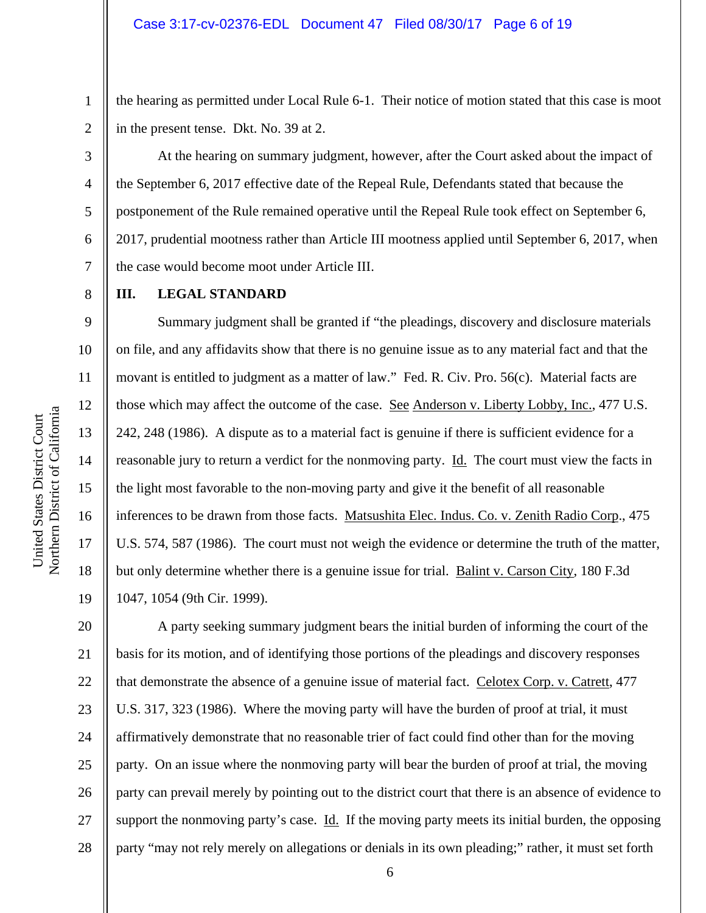the hearing as permitted under Local Rule 6-1. Their notice of motion stated that this case is moot in the present tense. Dkt. No. 39 at 2.

At the hearing on summary judgment, however, after the Court asked about the impact of the September 6, 2017 effective date of the Repeal Rule, Defendants stated that because the postponement of the Rule remained operative until the Repeal Rule took effect on September 6, 2017, prudential mootness rather than Article III mootness applied until September 6, 2017, when the case would become moot under Article III.

## III. LEGAL STANDARD

Summary judgment shall be granted if "the pleadings, discovery and disclosure materials on file, and any affidavits show that there is no genuine issue as to any material fact and that the movant is entitled to judgment as a matter of law." Fed. R. Civ. Pro. 56(c). Material facts are those which may affect the outcome of the case. See Anderson v. Liberty Lobby, Inc., 477 U.S. 242, 248 (1986). A dispute as to a material fact is genuine if there is sufficient evidence for a reasonable jury to return a verdict for the nonmoving party. Id. The court must view the facts in the light most favorable to the non-moving party and give it the benefit of all reasonable inferences to be drawn from those facts. Matsushita Elec. Indus. Co. v. Zenith Radio Corp., 475 U.S. 574, 587 (1986). The court must not weigh the evidence or determine the truth of the matter, but only determine whether there is a genuine issue for trial. Balint v. Carson City, 180 F.3d 1047, 1054 (9th Cir. 1999).

A party seeking summary judgment bears the initial burden of informing the court of the basis for its motion, and of identifying those portions of the pleadings and discovery responses that demonstrate the absence of a genuine issue of material fact. Celotex Corp. v. Catrett, 477 U.S. 317, 323 (1986). Where the moving party will have the burden of proof at trial, it must affirmatively demonstrate that no reasonable trier of fact could find other than for the moving party. On an issue where the nonmoving party will bear the burden of proof at trial, the moving party can prevail merely by pointing out to the district court that there is an absence of evidence to support the nonmoving party's case. Id. If the moving party meets its initial burden, the opposing party "may not rely merely on allegations or denials in its own pleading;" rather, it must set forth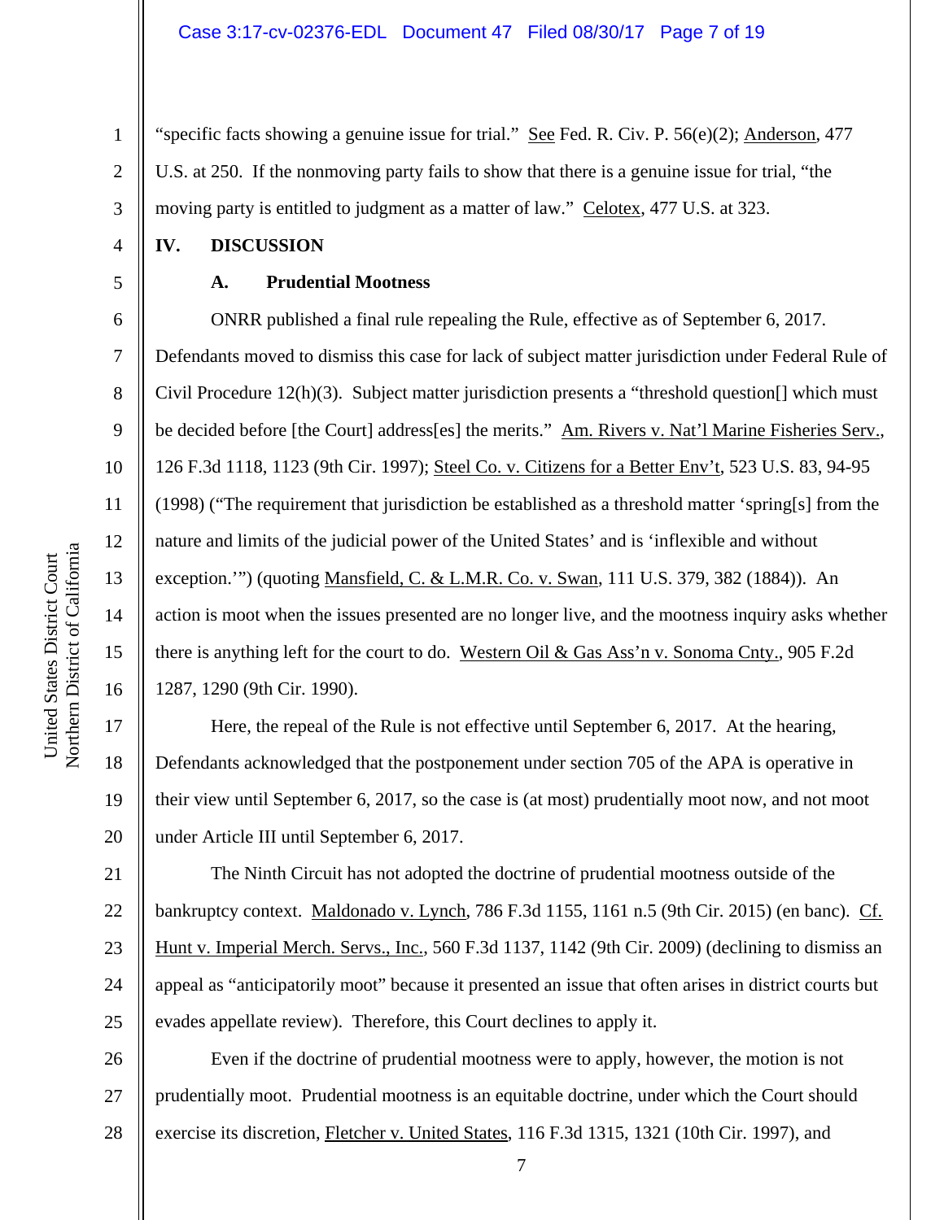"specific facts showing a genuine issue for trial." See Fed. R. Civ. P. 56(e)(2); Anderson, 477 U.S. at 250. If the nonmoving party fails to show that there is a genuine issue for trial, "the moving party is entitled to judgment as a matter of law." Celotex, 477 U.S. at 323.

## IV. DISCUSSION

### A. Prudential Mootness

ONRR published a final rule repealing the Rule, effective as of September 6, 2017. Defendants moved to dismiss this case for lack of subject matter jurisdiction under Federal Rule of Civil Procedure 12(h)(3). Subject matter jurisdiction presents a "threshold question[] which must be decided before [the Court] address[es] the merits." Am. Rivers v. Nat'l Marine Fisheries Serv., 126 F.3d 1118, 1123 (9th Cir. 1997); Steel Co. v. Citizens for a Better Env't, 523 U.S. 83, 94-95 (1998) ("The requirement that jurisdiction be established as a threshold matter 'spring[s] from the nature and limits of the judicial power of the United States' and is 'inflexible and without exception.'") (quoting Mansfield, C. & L.M.R. Co. v. Swan, 111 U.S. 379, 382 (1884)). An action is moot when the issues presented are no longer live, and the mootness inquiry asks whether there is anything left for the court to do. Western Oil & Gas Ass'n v. Sonoma Cnty., 905 F.2d 1287, 1290 (9th Cir. 1990).

Here, the repeal of the Rule is not effective until September 6, 2017. At the hearing, Defendants acknowledged that the postponement under section 705 of the APA is operative in their view until September 6, 2017, so the case is (at most) prudentially moot now, and not moot under Article III until September 6, 2017.

The Ninth Circuit has not adopted the doctrine of prudential mootness outside of the bankruptcy context. Maldonado v. Lynch, 786 F.3d 1155, 1161 n.5 (9th Cir. 2015) (en banc). Cf. Hunt v. Imperial Merch. Servs., Inc., 560 F.3d 1137, 1142 (9th Cir. 2009) (declining to dismiss an appeal as "anticipatorily moot" because it presented an issue that often arises in district courts but evades appellate review). Therefore, this Court declines to apply it.

Even if the doctrine of prudential mootness were to apply, however, the motion is not prudentially moot. Prudential mootness is an equitable doctrine, under which the Court should exercise its discretion, Fletcher v. United States, 116 F.3d 1315, 1321 (10th Cir. 1997), and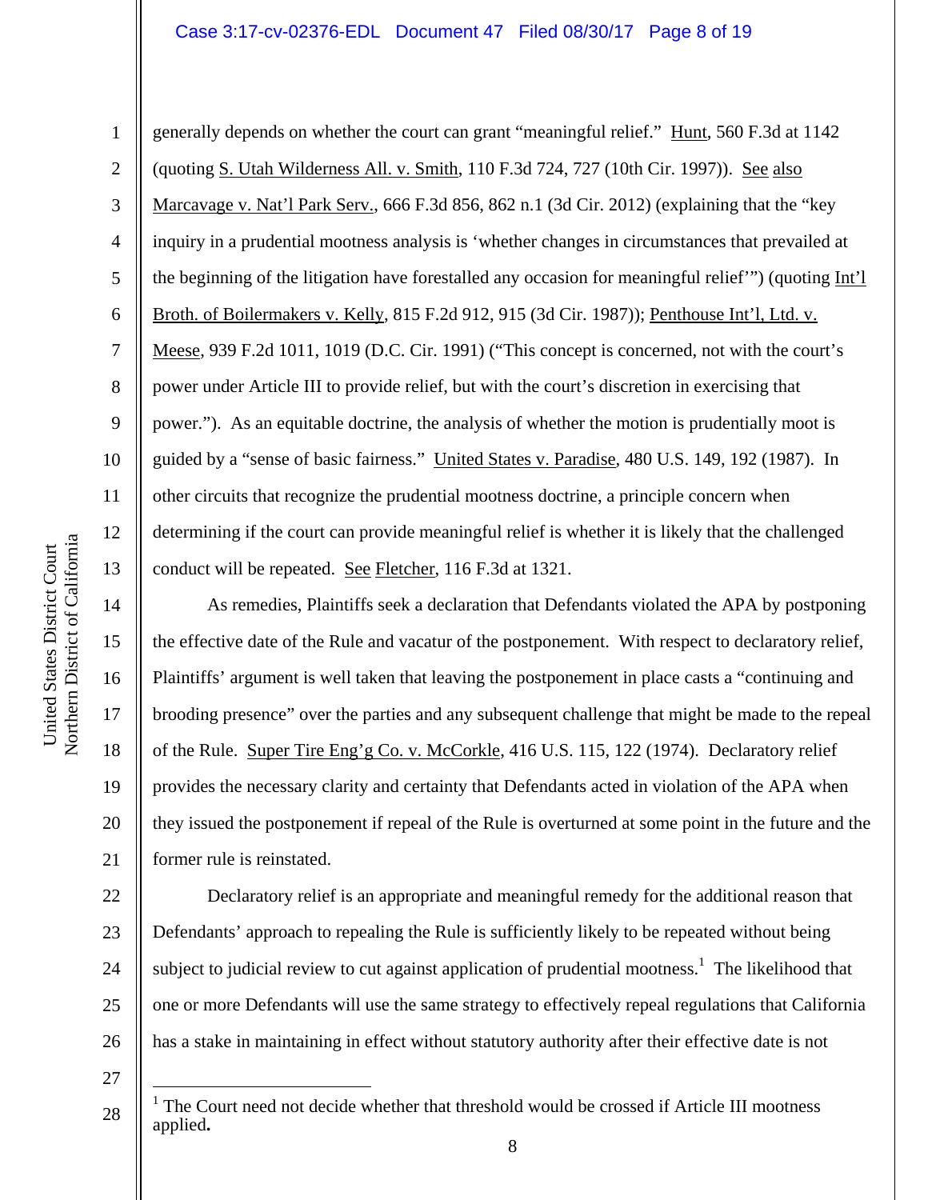generally depends on whether the court can grant "meaningful relief." Hunt, 560 F.3d at 1142 (quoting S. Utah Wilderness All. v. Smith, 110 F.3d 724, 727 (10th Cir. 1997)). See also Marcavage v. Nat'l Park Serv., 666 F.3d 856, 862 n.1 (3d Cir. 2012) (explaining that the "key inquiry in a prudential mootness analysis is 'whether changes in circumstances that prevailed at the beginning of the litigation have forestalled any occasion for meaningful relief'") (quoting Int'l Broth. of Boilermakers v. Kelly, 815 F.2d 912, 915 (3d Cir. 1987)); Penthouse Int'l, Ltd. v. Meese, 939 F.2d 1011, 1019 (D.C. Cir. 1991) ("This concept is concerned, not with the court's power under Article III to provide relief, but with the court's discretion in exercising that power."). As an equitable doctrine, the analysis of whether the motion is prudentially moot is guided by a "sense of basic fairness." United States v. Paradise, 480 U.S. 149, 192 (1987). In other circuits that recognize the prudential mootness doctrine, a principle concern when determining if the court can provide meaningful relief is whether it is likely that the challenged conduct will be repeated. See Fletcher, 116 F.3d at 1321.

As remedies, Plaintiffs seek a declaration that Defendants violated the APA by postponing the effective date of the Rule and vacatur of the postponement. With respect to declaratory relief, Plaintiffs' argument is well taken that leaving the postponement in place casts a "continuing and brooding presence" over the parties and any subsequent challenge that might be made to the repeal of the Rule. Super Tire Eng'g Co. v. McCorkle, 416 U.S. 115, 122 (1974). Declaratory relief provides the necessary clarity and certainty that Defendants acted in violation of the APA when they issued the postponement if repeal of the Rule is overturned at some point in the future and the former rule is reinstated.

Declaratory relief is an appropriate and meaningful remedy for the additional reason that Defendants' approach to repealing the Rule is sufficiently likely to be repeated without being subject to judicial review to cut against application of prudential mootness.[1] The likelihood that one or more Defendants will use the same strategy to effectively repeal regulations that California has a stake in maintaining in effect without statutory authority after their effective date is not

[1] The Court need not decide whether that threshold would be crossed if Article III mootness applied.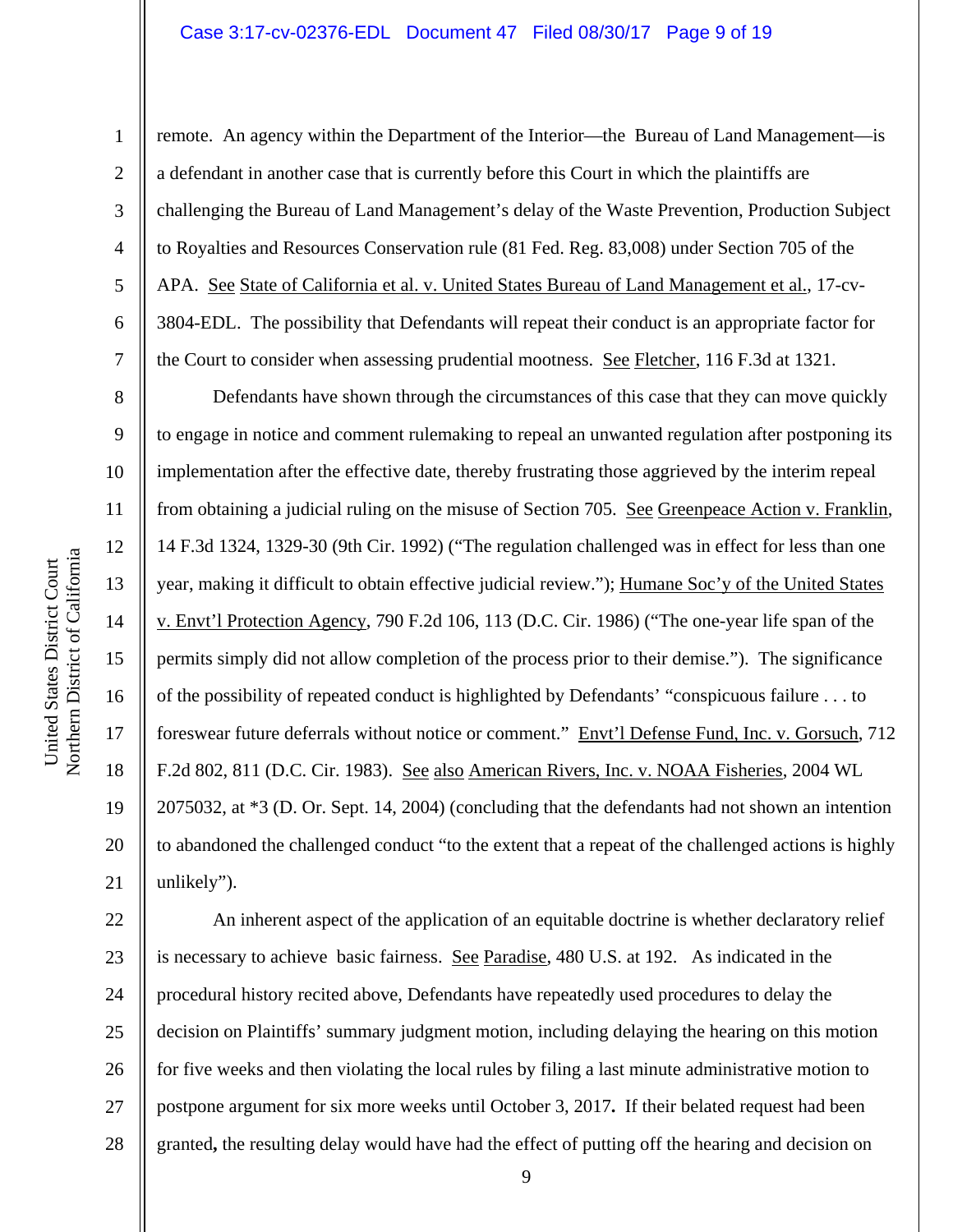remote. An agency within the Department of the Interior—the Bureau of Land Management—is a defendant in another case that is currently before this Court in which the plaintiffs are challenging the Bureau of Land Management's delay of the Waste Prevention, Production Subject to Royalties and Resources Conservation rule (81 Fed. Reg. 83,008) under Section 705 of the APA. See State of California et al. v. United States Bureau of Land Management et al., 17-cv-3804-EDL. The possibility that Defendants will repeat their conduct is an appropriate factor for the Court to consider when assessing prudential mootness. See Fletcher, 116 F.3d at 1321.

Defendants have shown through the circumstances of this case that they can move quickly to engage in notice and comment rulemaking to repeal an unwanted regulation after postponing its implementation after the effective date, thereby frustrating those aggrieved by the interim repeal from obtaining a judicial ruling on the misuse of Section 705. See Greenpeace Action v. Franklin, 14 F.3d 1324, 1329-30 (9th Cir. 1992) ("The regulation challenged was in effect for less than one year, making it difficult to obtain effective judicial review."); Humane Soc'y of the United States v. Envt'l Protection Agency, 790 F.2d 106, 113 (D.C. Cir. 1986) ("The one-year life span of the permits simply did not allow completion of the process prior to their demise."). The significance of the possibility of repeated conduct is highlighted by Defendants' "conspicuous failure . . . to foreswear future deferrals without notice or comment." Envt'l Defense Fund, Inc. v. Gorsuch, 712 F.2d 802, 811 (D.C. Cir. 1983). See also American Rivers, Inc. v. NOAA Fisheries, 2004 WL 2075032, at *3 (D. Or. Sept. 14, 2004) (concluding that the defendants had not shown an intention to abandoned the challenged conduct "to the extent that a repeat of the challenged actions is highly unlikely").

An inherent aspect of the application of an equitable doctrine is whether declaratory relief is necessary to achieve basic fairness. See Paradise, 480 U.S. at 192. As indicated in the procedural history recited above, Defendants have repeatedly used procedures to delay the decision on Plaintiffs' summary judgment motion, including delaying the hearing on this motion for five weeks and then violating the local rules by filing a last minute administrative motion to postpone argument for six more weeks until October 3, 2017. If their belated request had been granted, the resulting delay would have had the effect of putting off the hearing and decision on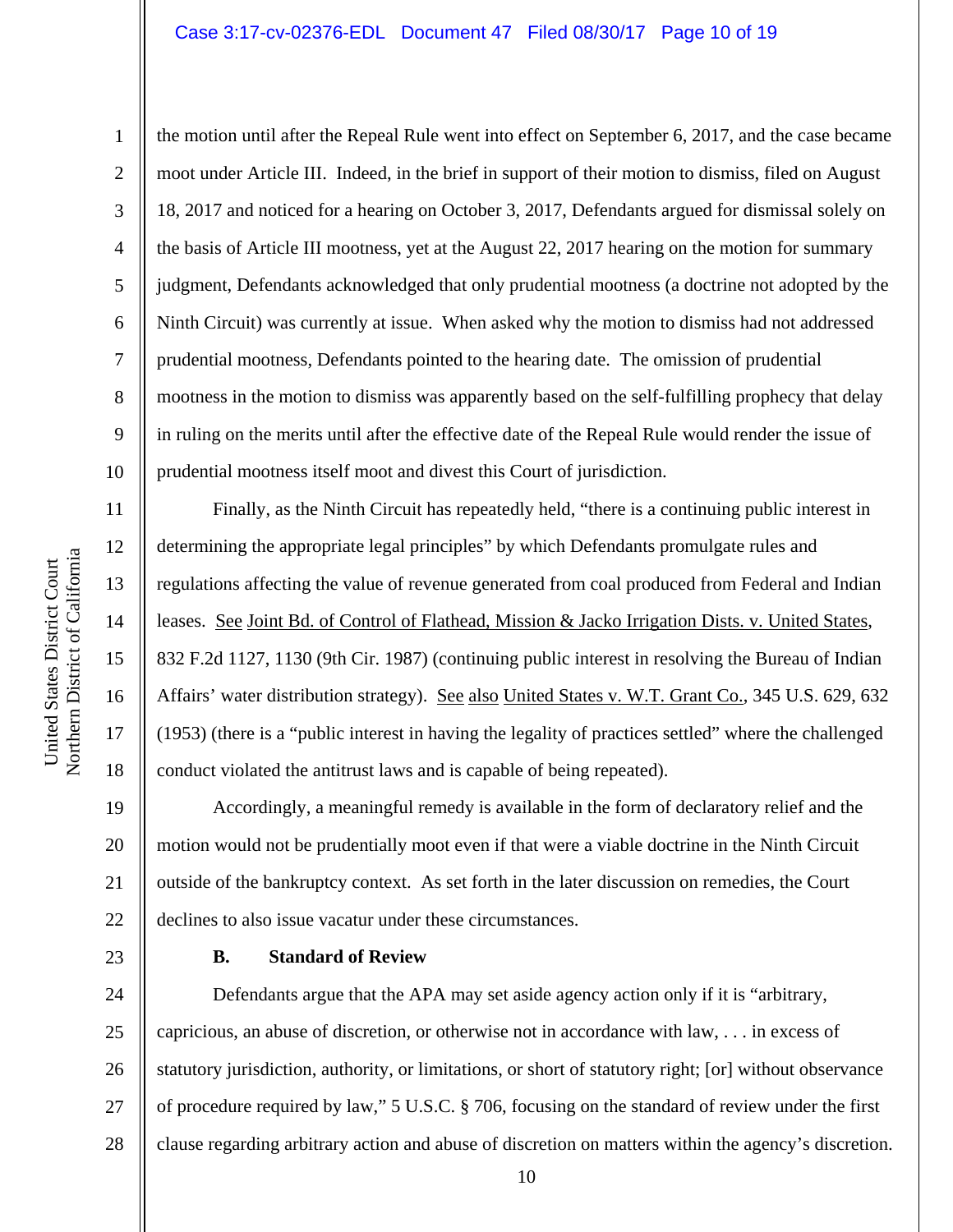the motion until after the Repeal Rule went into effect on September 6, 2017, and the case became moot under Article III. Indeed, in the brief in support of their motion to dismiss, filed on August 18, 2017 and noticed for a hearing on October 3, 2017, Defendants argued for dismissal solely on the basis of Article III mootness, yet at the August 22, 2017 hearing on the motion for summary judgment, Defendants acknowledged that only prudential mootness (a doctrine not adopted by the Ninth Circuit) was currently at issue. When asked why the motion to dismiss had not addressed prudential mootness, Defendants pointed to the hearing date. The omission of prudential mootness in the motion to dismiss was apparently based on the self-fulfilling prophecy that delay in ruling on the merits until after the effective date of the Repeal Rule would render the issue of prudential mootness itself moot and divest this Court of jurisdiction.

Finally, as the Ninth Circuit has repeatedly held, "there is a continuing public interest in determining the appropriate legal principles" by which Defendants promulgate rules and regulations affecting the value of revenue generated from coal produced from Federal and Indian leases. See Joint Bd. of Control of Flathead, Mission & Jacko Irrigation Dists. v. United States, 832 F.2d 1127, 1130 (9th Cir. 1987) (continuing public interest in resolving the Bureau of Indian Affairs' water distribution strategy). See also United States v. W.T. Grant Co., 345 U.S. 629, 632 (1953) (there is a "public interest in having the legality of practices settled" where the challenged conduct violated the antitrust laws and is capable of being repeated).

Accordingly, a meaningful remedy is available in the form of declaratory relief and the motion would not be prudentially moot even if that were a viable doctrine in the Ninth Circuit outside of the bankruptcy context. As set forth in the later discussion on remedies, the Court declines to also issue vacatur under these circumstances.

### B. Standard of Review

Defendants argue that the APA may set aside agency action only if it is "arbitrary, capricious, an abuse of discretion, or otherwise not in accordance with law, . . . in excess of statutory jurisdiction, authority, or limitations, or short of statutory right; [or] without observance of procedure required by law," 5 U.S.C. § 706, focusing on the standard of review under the first clause regarding arbitrary action and abuse of discretion on matters within the agency's discretion.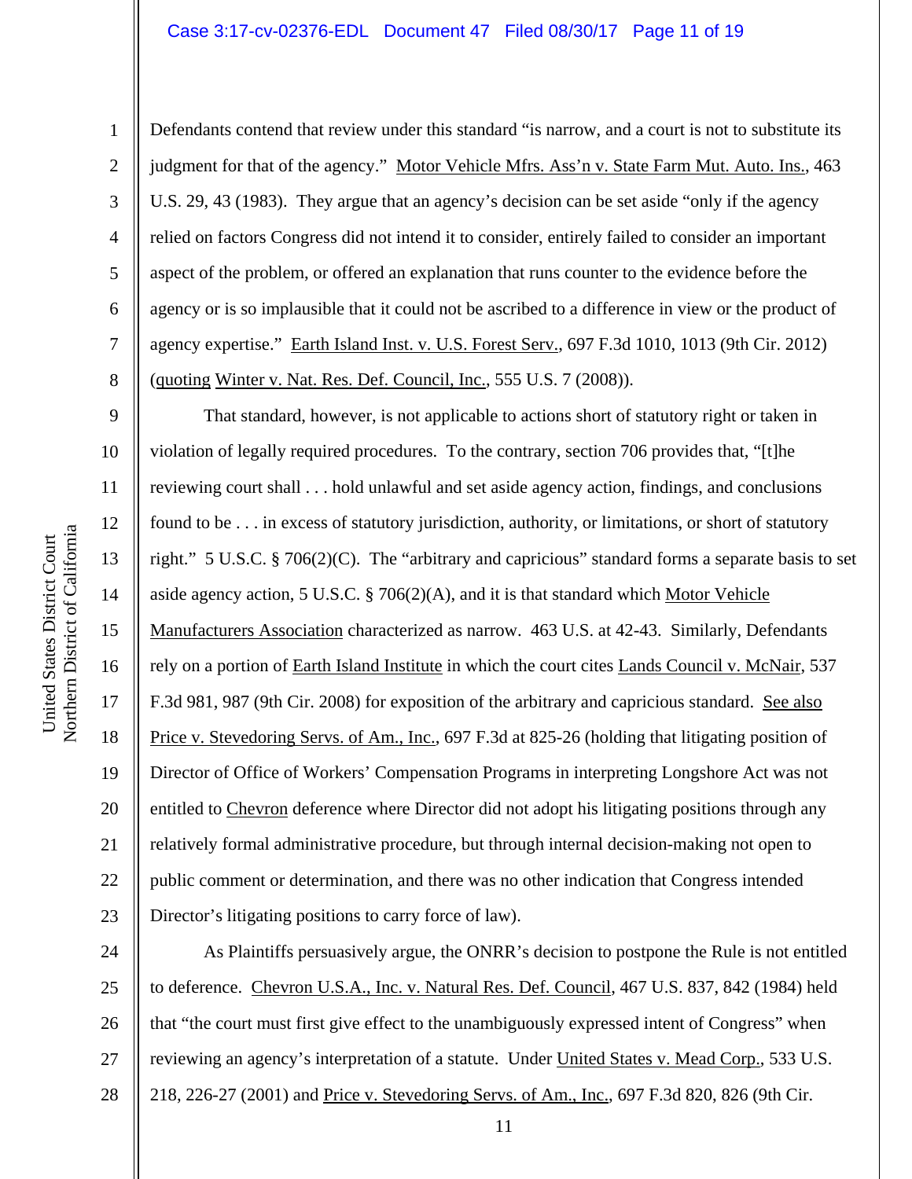Defendants contend that review under this standard "is narrow, and a court is not to substitute its judgment for that of the agency." Motor Vehicle Mfrs. Ass'n v. State Farm Mut. Auto. Ins., 463 U.S. 29, 43 (1983). They argue that an agency's decision can be set aside "only if the agency relied on factors Congress did not intend it to consider, entirely failed to consider an important aspect of the problem, or offered an explanation that runs counter to the evidence before the agency or is so implausible that it could not be ascribed to a difference in view or the product of agency expertise." Earth Island Inst. v. U.S. Forest Serv., 697 F.3d 1010, 1013 (9th Cir. 2012) (quoting Winter v. Nat. Res. Def. Council, Inc., 555 U.S. 7 (2008)).

That standard, however, is not applicable to actions short of statutory right or taken in violation of legally required procedures. To the contrary, section 706 provides that, "[t]he reviewing court shall . . . hold unlawful and set aside agency action, findings, and conclusions found to be . . . in excess of statutory jurisdiction, authority, or limitations, or short of statutory right." 5 U.S.C. § 706(2)(C). The "arbitrary and capricious" standard forms a separate basis to set aside agency action, 5 U.S.C. § 706(2)(A), and it is that standard which Motor Vehicle Manufacturers Association characterized as narrow. 463 U.S. at 42-43. Similarly, Defendants rely on a portion of Earth Island Institute in which the court cites Lands Council v. McNair, 537 F.3d 981, 987 (9th Cir. 2008) for exposition of the arbitrary and capricious standard. See also Price v. Stevedoring Servs. of Am., Inc., 697 F.3d at 825-26 (holding that litigating position of Director of Office of Workers' Compensation Programs in interpreting Longshore Act was not entitled to Chevron deference where Director did not adopt his litigating positions through any relatively formal administrative procedure, but through internal decision-making not open to public comment or determination, and there was no other indication that Congress intended Director's litigating positions to carry force of law).

As Plaintiffs persuasively argue, the ONRR's decision to postpone the Rule is not entitled to deference. Chevron U.S.A., Inc. v. Natural Res. Def. Council, 467 U.S. 837, 842 (1984) held that "the court must first give effect to the unambiguously expressed intent of Congress" when reviewing an agency's interpretation of a statute. Under United States v. Mead Corp., 533 U.S. 218, 226-27 (2001) and Price v. Stevedoring Servs. of Am., Inc., 697 F.3d 820, 826 (9th Cir.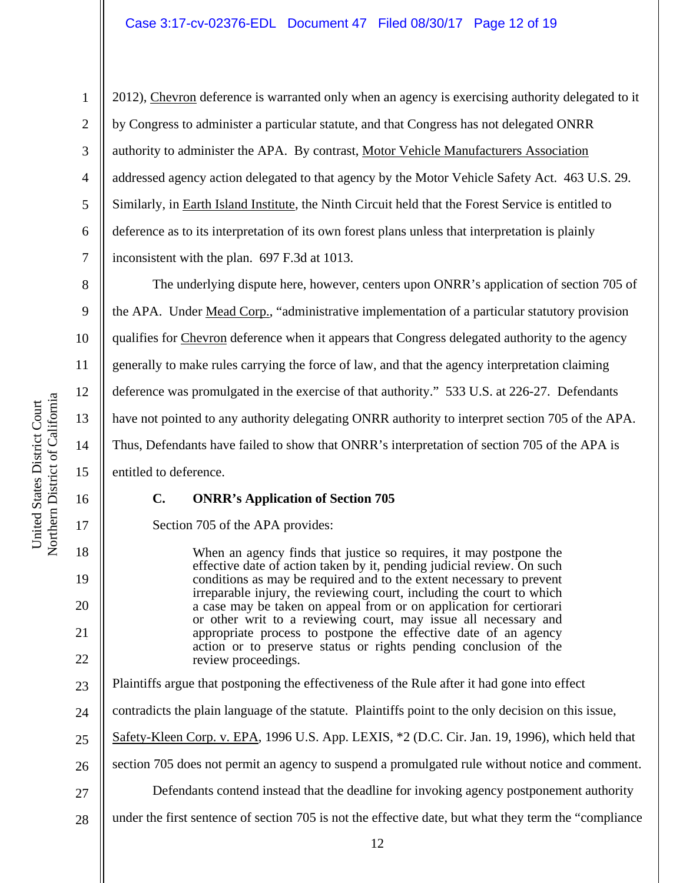2012), Chevron deference is warranted only when an agency is exercising authority delegated to it by Congress to administer a particular statute, and that Congress has not delegated ONRR authority to administer the APA. By contrast, Motor Vehicle Manufacturers Association addressed agency action delegated to that agency by the Motor Vehicle Safety Act. 463 U.S. 29. Similarly, in Earth Island Institute, the Ninth Circuit held that the Forest Service is entitled to deference as to its interpretation of its own forest plans unless that interpretation is plainly inconsistent with the plan. 697 F.3d at 1013.

The underlying dispute here, however, centers upon ONRR's application of section 705 of the APA. Under Mead Corp., "administrative implementation of a particular statutory provision qualifies for Chevron deference when it appears that Congress delegated authority to the agency generally to make rules carrying the force of law, and that the agency interpretation claiming deference was promulgated in the exercise of that authority." 533 U.S. at 226-27. Defendants have not pointed to any authority delegating ONRR authority to interpret section 705 of the APA. Thus, Defendants have failed to show that ONRR's interpretation of section 705 of the APA is entitled to deference.

### C. ONRR's Application of Section 705

Section 705 of the APA provides:

> When an agency finds that justice so requires, it may postpone the effective date of action taken by it, pending judicial review. On such conditions as may be required and to the extent necessary to prevent irreparable injury, the reviewing court, including the court to which a case may be taken on appeal from or on application for certiorari or other writ to a reviewing court, may issue all necessary and appropriate process to postpone the effective date of an agency action or to preserve status or rights pending conclusion of the review proceedings.

Plaintiffs argue that postponing the effectiveness of the Rule after it had gone into effect contradicts the plain language of the statute. Plaintiffs point to the only decision on this issue, Safety-Kleen Corp. v. EPA, 1996 U.S. App. LEXIS, *2 (D.C. Cir. Jan. 19, 1996), which held that section 705 does not permit an agency to suspend a promulgated rule without notice and comment.

Defendants contend instead that the deadline for invoking agency postponement authority under the first sentence of section 705 is not the effective date, but what they term the "compliance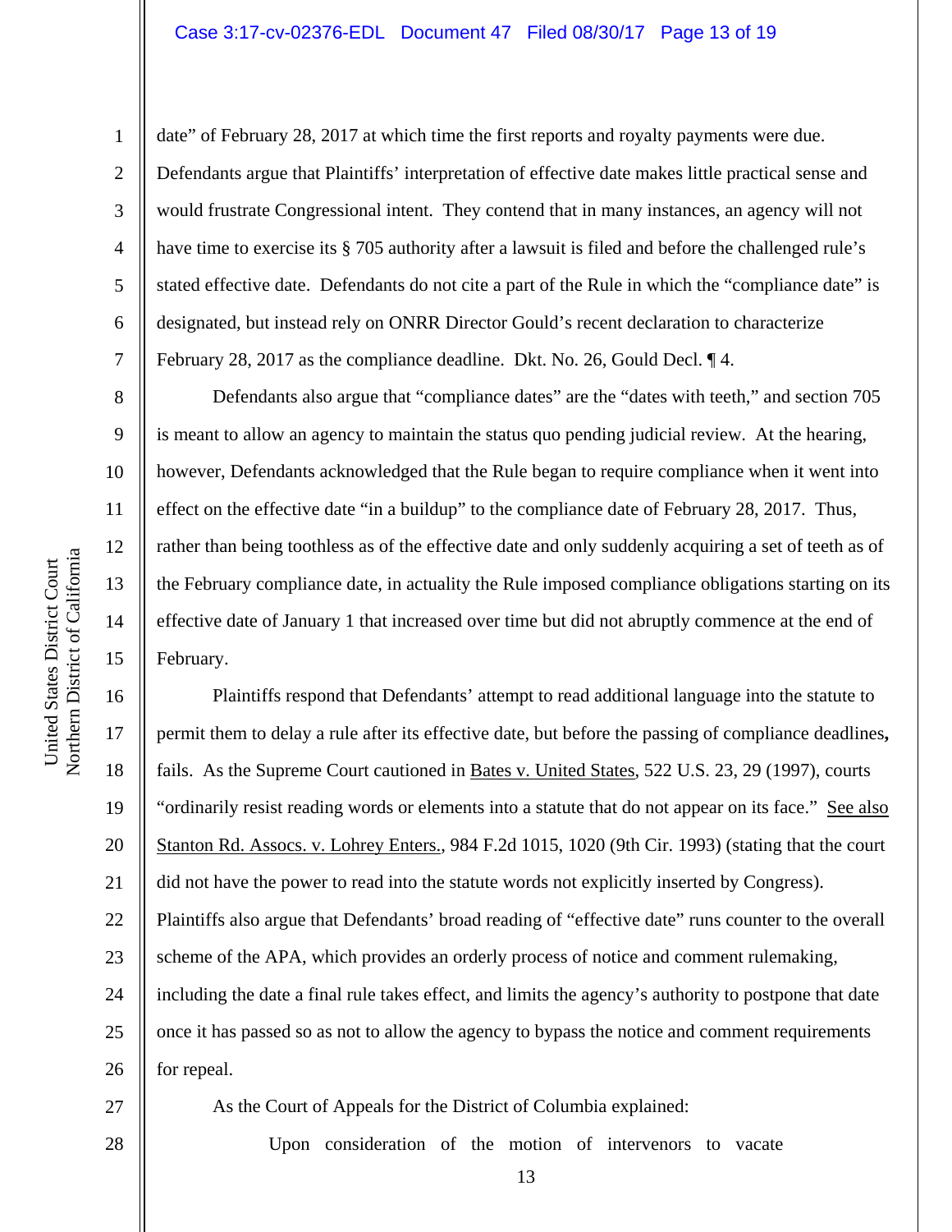date" of February 28, 2017 at which time the first reports and royalty payments were due. Defendants argue that Plaintiffs' interpretation of effective date makes little practical sense and would frustrate Congressional intent. They contend that in many instances, an agency will not have time to exercise its § 705 authority after a lawsuit is filed and before the challenged rule's stated effective date. Defendants do not cite a part of the Rule in which the "compliance date" is designated, but instead rely on ONRR Director Gould's recent declaration to characterize February 28, 2017 as the compliance deadline. Dkt. No. 26, Gould Decl. ¶ 4.

Defendants also argue that "compliance dates" are the "dates with teeth," and section 705 is meant to allow an agency to maintain the status quo pending judicial review. At the hearing, however, Defendants acknowledged that the Rule began to require compliance when it went into effect on the effective date "in a buildup" to the compliance date of February 28, 2017. Thus, rather than being toothless as of the effective date and only suddenly acquiring a set of teeth as of the February compliance date, in actuality the Rule imposed compliance obligations starting on its effective date of January 1 that increased over time but did not abruptly commence at the end of February.

Plaintiffs respond that Defendants' attempt to read additional language into the statute to permit them to delay a rule after its effective date, but before the passing of compliance deadlines**,** fails. As the Supreme Court cautioned in Bates v. United States, 522 U.S. 23, 29 (1997), courts "ordinarily resist reading words or elements into a statute that do not appear on its face." See also Stanton Rd. Assocs. v. Lohrey Enters., 984 F.2d 1015, 1020 (9th Cir. 1993) (stating that the court did not have the power to read into the statute words not explicitly inserted by Congress). Plaintiffs also argue that Defendants' broad reading of "effective date" runs counter to the overall scheme of the APA, which provides an orderly process of notice and comment rulemaking, including the date a final rule takes effect, and limits the agency's authority to postpone that date once it has passed so as not to allow the agency to bypass the notice and comment requirements for repeal.

As the Court of Appeals for the District of Columbia explained:

> Upon consideration of the motion of intervenors to vacate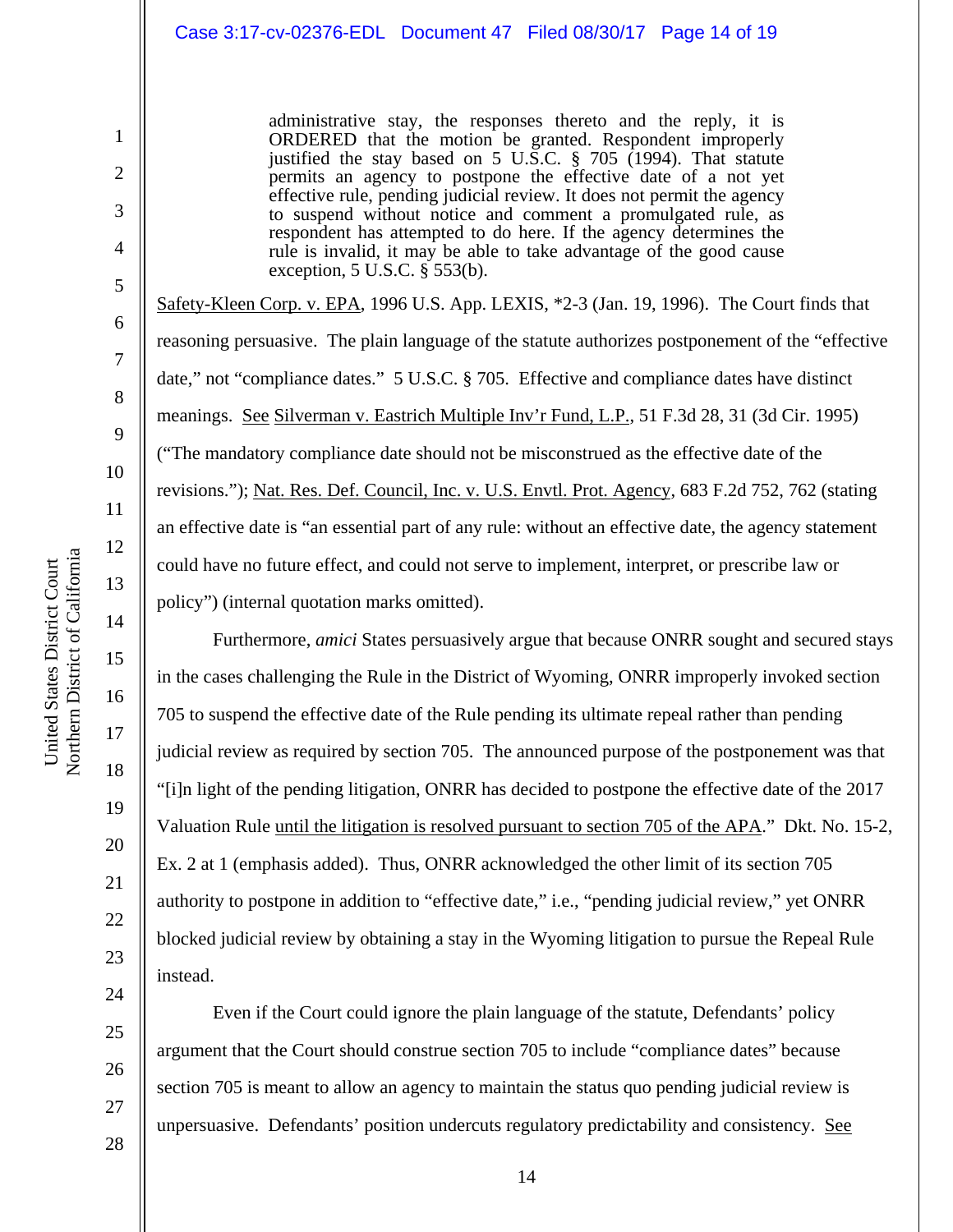> administrative stay, the responses thereto and the reply, it is ORDERED that the motion be granted. Respondent improperly justified the stay based on 5 U.S.C. § 705 (1994). That statute permits an agency to postpone the effective date of a not yet effective rule, pending judicial review. It does not permit the agency to suspend without notice and comment a promulgated rule, as respondent has attempted to do here. If the agency determines the rule is invalid, it may be able to take advantage of the good cause exception, 5 U.S.C. § 553(b).

Safety-Kleen Corp. v. EPA, 1996 U.S. App. LEXIS, *2-3 (Jan. 19, 1996). The Court finds that reasoning persuasive. The plain language of the statute authorizes postponement of the "effective date," not "compliance dates." 5 U.S.C. § 705. Effective and compliance dates have distinct meanings. See Silverman v. Eastrich Multiple Inv'r Fund, L.P., 51 F.3d 28, 31 (3d Cir. 1995) ("The mandatory compliance date should not be misconstrued as the effective date of the revisions."); Nat. Res. Def. Council, Inc. v. U.S. Envtl. Prot. Agency, 683 F.2d 752, 762 (stating an effective date is "an essential part of any rule: without an effective date, the agency statement could have no future effect, and could not serve to implement, interpret, or prescribe law or policy") (internal quotation marks omitted).

Furthermore, *amici* States persuasively argue that because ONRR sought and secured stays in the cases challenging the Rule in the District of Wyoming, ONRR improperly invoked section 705 to suspend the effective date of the Rule pending its ultimate repeal rather than pending judicial review as required by section 705. The announced purpose of the postponement was that "[i]n light of the pending litigation, ONRR has decided to postpone the effective date of the 2017 Valuation Rule until the litigation is resolved pursuant to section 705 of the APA." Dkt. No. 15-2, Ex. 2 at 1 (emphasis added). Thus, ONRR acknowledged the other limit of its section 705 authority to postpone in addition to "effective date," i.e., "pending judicial review," yet ONRR blocked judicial review by obtaining a stay in the Wyoming litigation to pursue the Repeal Rule instead.

Even if the Court could ignore the plain language of the statute, Defendants' policy argument that the Court should construe section 705 to include "compliance dates" because section 705 is meant to allow an agency to maintain the status quo pending judicial review is unpersuasive. Defendants' position undercuts regulatory predictability and consistency. See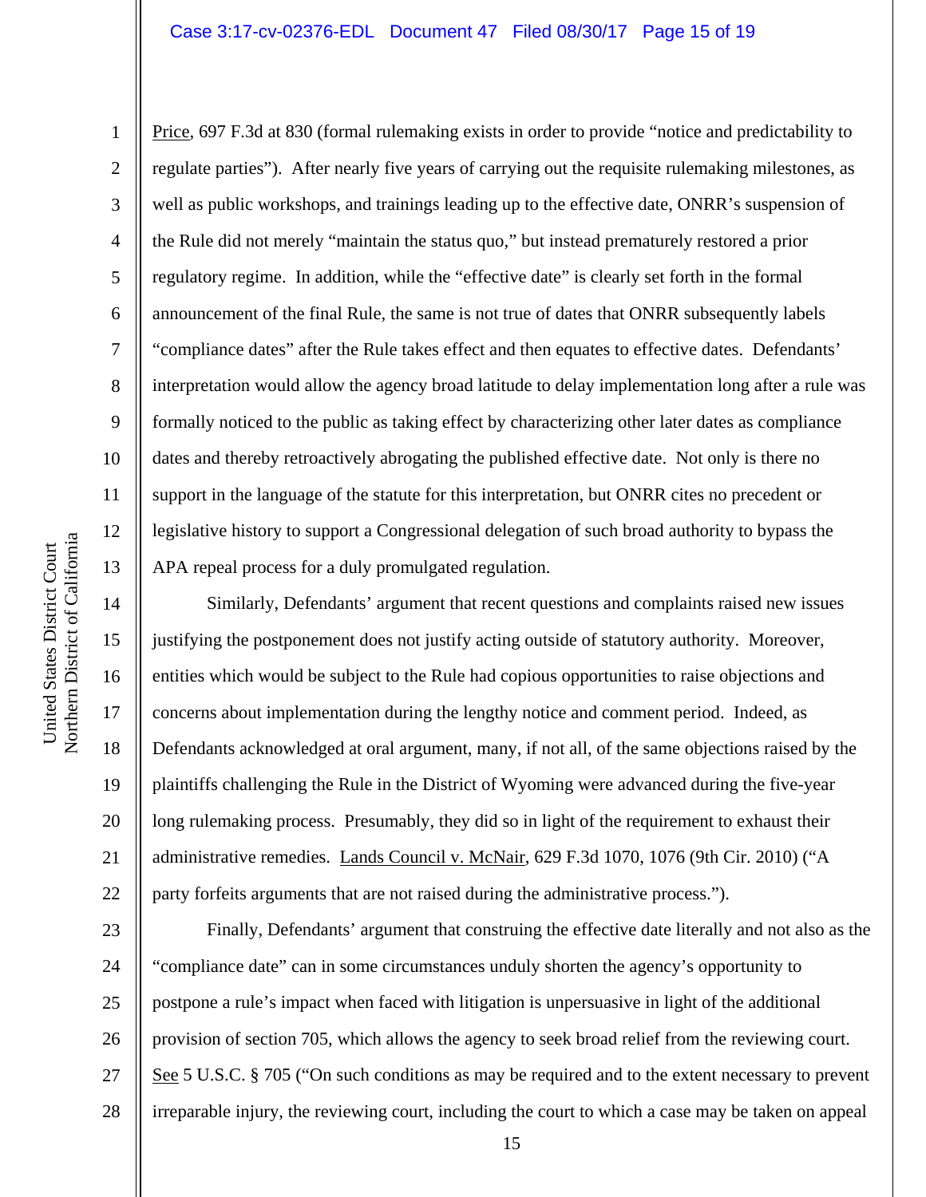Price, 697 F.3d at 830 (formal rulemaking exists in order to provide "notice and predictability to regulate parties"). After nearly five years of carrying out the requisite rulemaking milestones, as well as public workshops, and trainings leading up to the effective date, ONRR's suspension of the Rule did not merely "maintain the status quo," but instead prematurely restored a prior regulatory regime. In addition, while the "effective date" is clearly set forth in the formal announcement of the final Rule, the same is not true of dates that ONRR subsequently labels "compliance dates" after the Rule takes effect and then equates to effective dates. Defendants' interpretation would allow the agency broad latitude to delay implementation long after a rule was formally noticed to the public as taking effect by characterizing other later dates as compliance dates and thereby retroactively abrogating the published effective date. Not only is there no support in the language of the statute for this interpretation, but ONRR cites no precedent or legislative history to support a Congressional delegation of such broad authority to bypass the APA repeal process for a duly promulgated regulation.

Similarly, Defendants' argument that recent questions and complaints raised new issues justifying the postponement does not justify acting outside of statutory authority. Moreover, entities which would be subject to the Rule had copious opportunities to raise objections and concerns about implementation during the lengthy notice and comment period. Indeed, as Defendants acknowledged at oral argument, many, if not all, of the same objections raised by the plaintiffs challenging the Rule in the District of Wyoming were advanced during the five-year long rulemaking process. Presumably, they did so in light of the requirement to exhaust their administrative remedies. Lands Council v. McNair, 629 F.3d 1070, 1076 (9th Cir. 2010) ("A party forfeits arguments that are not raised during the administrative process.").

Finally, Defendants' argument that construing the effective date literally and not also as the "compliance date" can in some circumstances unduly shorten the agency's opportunity to postpone a rule's impact when faced with litigation is unpersuasive in light of the additional provision of section 705, which allows the agency to seek broad relief from the reviewing court. See 5 U.S.C. § 705 ("On such conditions as may be required and to the extent necessary to prevent irreparable injury, the reviewing court, including the court to which a case may be taken on appeal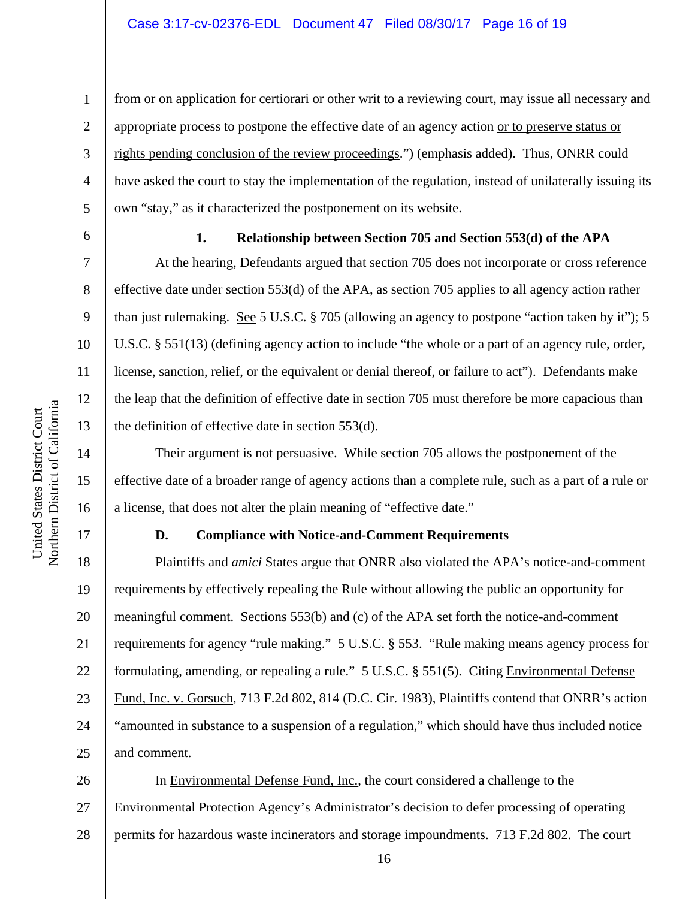from or on application for certiorari or other writ to a reviewing court, may issue all necessary and appropriate process to postpone the effective date of an agency action <u>or to preserve status or rights pending conclusion of the review proceedings</u>.") (emphasis added). Thus, ONRR could have asked the court to stay the implementation of the regulation, instead of unilaterally issuing its own "stay," as it characterized the postponement on its website.

**1. Relationship between Section 705 and Section 553(d) of the APA**

At the hearing, Defendants argued that section 705 does not incorporate or cross reference effective date under section 553(d) of the APA, as section 705 applies to all agency action rather than just rulemaking. <u>See</u> 5 U.S.C. § 705 (allowing an agency to postpone "action taken by it"); 5 U.S.C. § 551(13) (defining agency action to include "the whole or a part of an agency rule, order, license, sanction, relief, or the equivalent or denial thereof, or failure to act"). Defendants make the leap that the definition of effective date in section 705 must therefore be more capacious than the definition of effective date in section 553(d).

Their argument is not persuasive. While section 705 allows the postponement of the effective date of a broader range of agency actions than a complete rule, such as a part of a rule or a license, that does not alter the plain meaning of "effective date."

**D. Compliance with Notice-and-Comment Requirements**

Plaintiffs and *amici* States argue that ONRR also violated the APA's notice-and-comment requirements by effectively repealing the Rule without allowing the public an opportunity for meaningful comment. Sections 553(b) and (c) of the APA set forth the notice-and-comment requirements for agency "rule making." 5 U.S.C. § 553. "Rule making means agency process for formulating, amending, or repealing a rule." 5 U.S.C. § 551(5). Citing <u>Environmental Defense Fund, Inc. v. Gorsuch</u>, 713 F.2d 802, 814 (D.C. Cir. 1983), Plaintiffs contend that ONRR's action "amounted in substance to a suspension of a regulation," which should have thus included notice and comment.

In <u>Environmental Defense Fund, Inc.</u>, the court considered a challenge to the Environmental Protection Agency's Administrator's decision to defer processing of operating permits for hazardous waste incinerators and storage impoundments. 713 F.2d 802. The court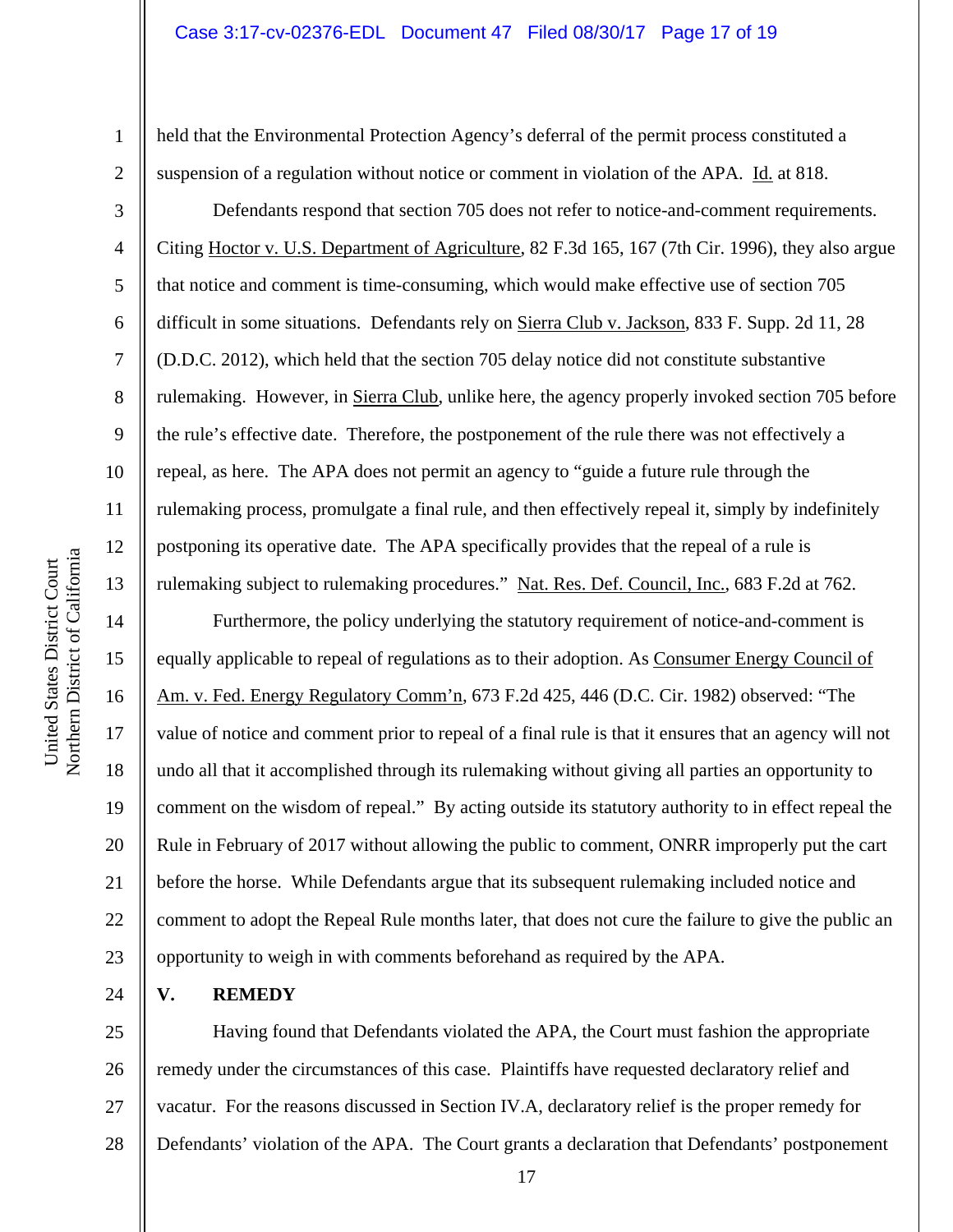held that the Environmental Protection Agency's deferral of the permit process constituted a suspension of a regulation without notice or comment in violation of the APA. Id. at 818.

Defendants respond that section 705 does not refer to notice-and-comment requirements. Citing Hoctor v. U.S. Department of Agriculture, 82 F.3d 165, 167 (7th Cir. 1996), they also argue that notice and comment is time-consuming, which would make effective use of section 705 difficult in some situations. Defendants rely on Sierra Club v. Jackson, 833 F. Supp. 2d 11, 28 (D.D.C. 2012), which held that the section 705 delay notice did not constitute substantive rulemaking. However, in Sierra Club, unlike here, the agency properly invoked section 705 before the rule's effective date. Therefore, the postponement of the rule there was not effectively a repeal, as here. The APA does not permit an agency to "guide a future rule through the rulemaking process, promulgate a final rule, and then effectively repeal it, simply by indefinitely postponing its operative date. The APA specifically provides that the repeal of a rule is rulemaking subject to rulemaking procedures." Nat. Res. Def. Council, Inc., 683 F.2d at 762.

Furthermore, the policy underlying the statutory requirement of notice-and-comment is equally applicable to repeal of regulations as to their adoption. As Consumer Energy Council of Am. v. Fed. Energy Regulatory Comm'n, 673 F.2d 425, 446 (D.C. Cir. 1982) observed: "The value of notice and comment prior to repeal of a final rule is that it ensures that an agency will not undo all that it accomplished through its rulemaking without giving all parties an opportunity to comment on the wisdom of repeal." By acting outside its statutory authority to in effect repeal the Rule in February of 2017 without allowing the public to comment, ONRR improperly put the cart before the horse. While Defendants argue that its subsequent rulemaking included notice and comment to adopt the Repeal Rule months later, that does not cure the failure to give the public an opportunity to weigh in with comments beforehand as required by the APA.

## V. REMEDY

Having found that Defendants violated the APA, the Court must fashion the appropriate remedy under the circumstances of this case. Plaintiffs have requested declaratory relief and vacatur. For the reasons discussed in Section IV.A, declaratory relief is the proper remedy for Defendants' violation of the APA. The Court grants a declaration that Defendants' postponement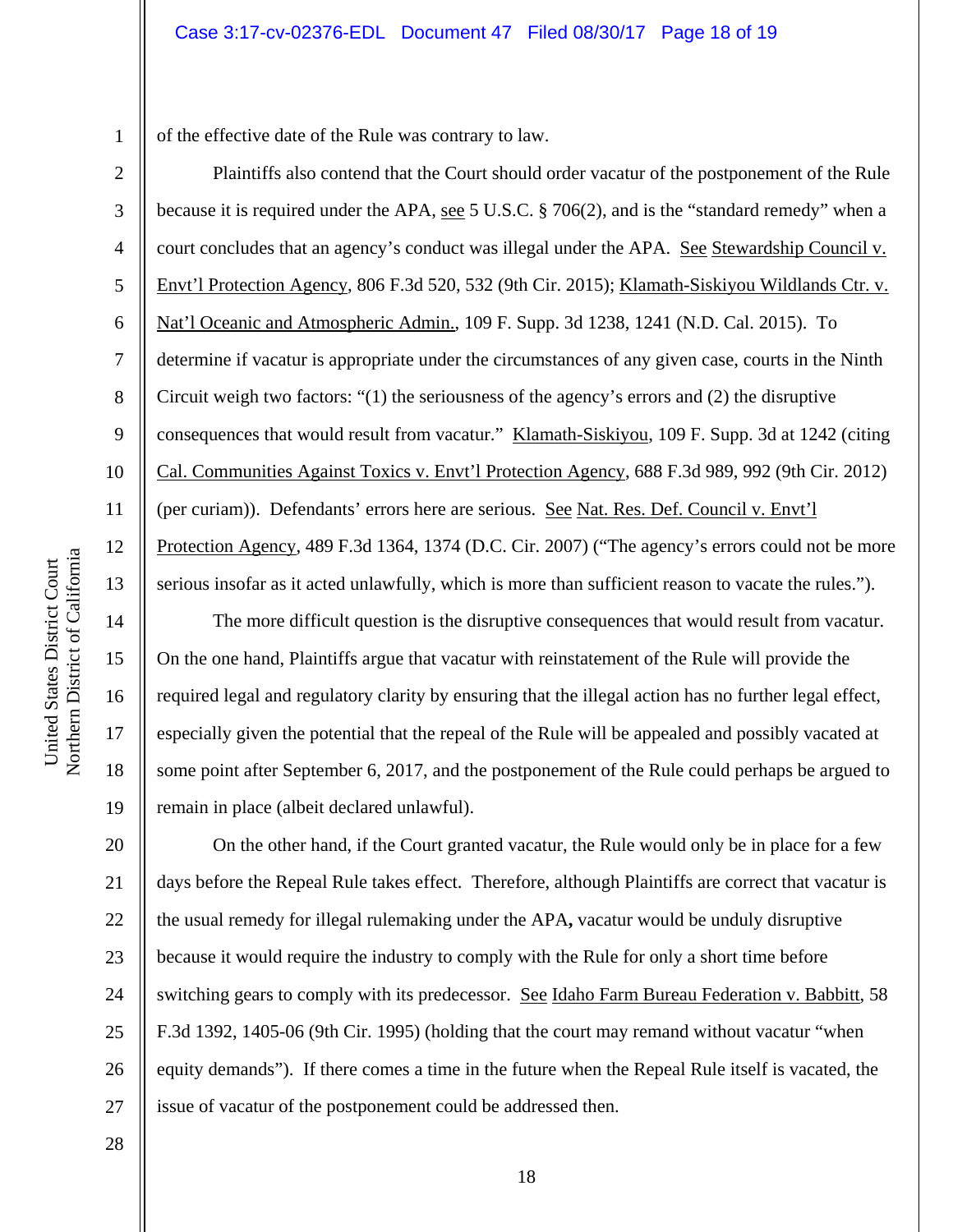of the effective date of the Rule was contrary to law.

Plaintiffs also contend that the Court should order vacatur of the postponement of the Rule because it is required under the APA, see 5 U.S.C. § 706(2), and is the "standard remedy" when a court concludes that an agency's conduct was illegal under the APA. See Stewardship Council v. Envt'l Protection Agency, 806 F.3d 520, 532 (9th Cir. 2015); Klamath-Siskiyou Wildlands Ctr. v. Nat'l Oceanic and Atmospheric Admin., 109 F. Supp. 3d 1238, 1241 (N.D. Cal. 2015). To determine if vacatur is appropriate under the circumstances of any given case, courts in the Ninth Circuit weigh two factors: "(1) the seriousness of the agency's errors and (2) the disruptive consequences that would result from vacatur." Klamath-Siskiyou, 109 F. Supp. 3d at 1242 (citing Cal. Communities Against Toxics v. Envt'l Protection Agency, 688 F.3d 989, 992 (9th Cir. 2012) (per curiam)). Defendants' errors here are serious. See Nat. Res. Def. Council v. Envt'l Protection Agency, 489 F.3d 1364, 1374 (D.C. Cir. 2007) ("The agency's errors could not be more serious insofar as it acted unlawfully, which is more than sufficient reason to vacate the rules.").

The more difficult question is the disruptive consequences that would result from vacatur. On the one hand, Plaintiffs argue that vacatur with reinstatement of the Rule will provide the required legal and regulatory clarity by ensuring that the illegal action has no further legal effect, especially given the potential that the repeal of the Rule will be appealed and possibly vacated at some point after September 6, 2017, and the postponement of the Rule could perhaps be argued to remain in place (albeit declared unlawful).

On the other hand, if the Court granted vacatur, the Rule would only be in place for a few days before the Repeal Rule takes effect. Therefore, although Plaintiffs are correct that vacatur is the usual remedy for illegal rulemaking under the APA**,** vacatur would be unduly disruptive because it would require the industry to comply with the Rule for only a short time before switching gears to comply with its predecessor. See Idaho Farm Bureau Federation v. Babbitt, 58 F.3d 1392, 1405-06 (9th Cir. 1995) (holding that the court may remand without vacatur "when equity demands"). If there comes a time in the future when the Repeal Rule itself is vacated, the issue of vacatur of the postponement could be addressed then.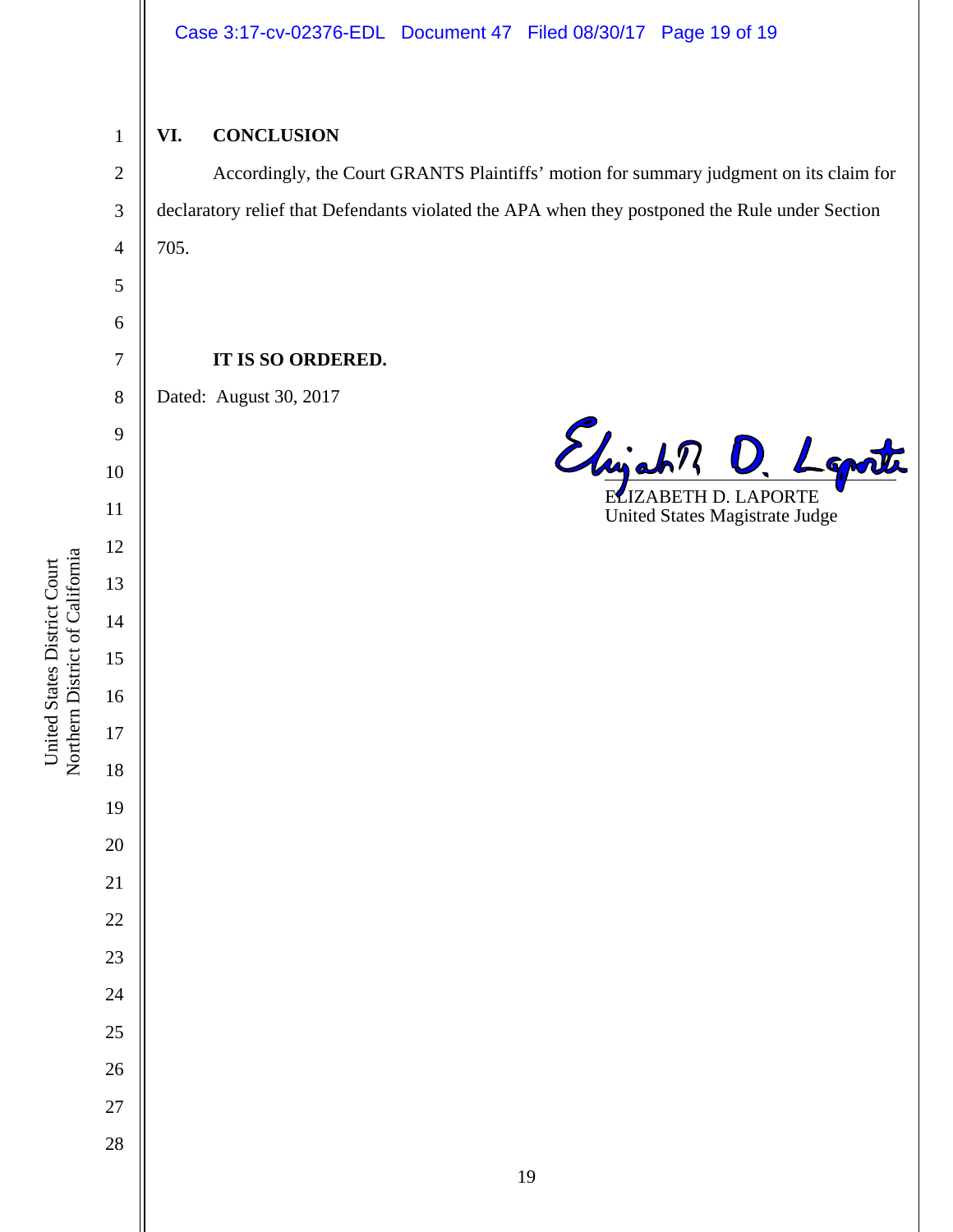## VI. CONCLUSION

Accordingly, the Court GRANTS Plaintiffs' motion for summary judgment on its claim for declaratory relief that Defendants violated the APA when they postponed the Rule under Section 705.

**IT IS SO ORDERED.**

Dated: August 30, 2017

ELIZABETH D. LAPORTE
United States Magistrate Judge